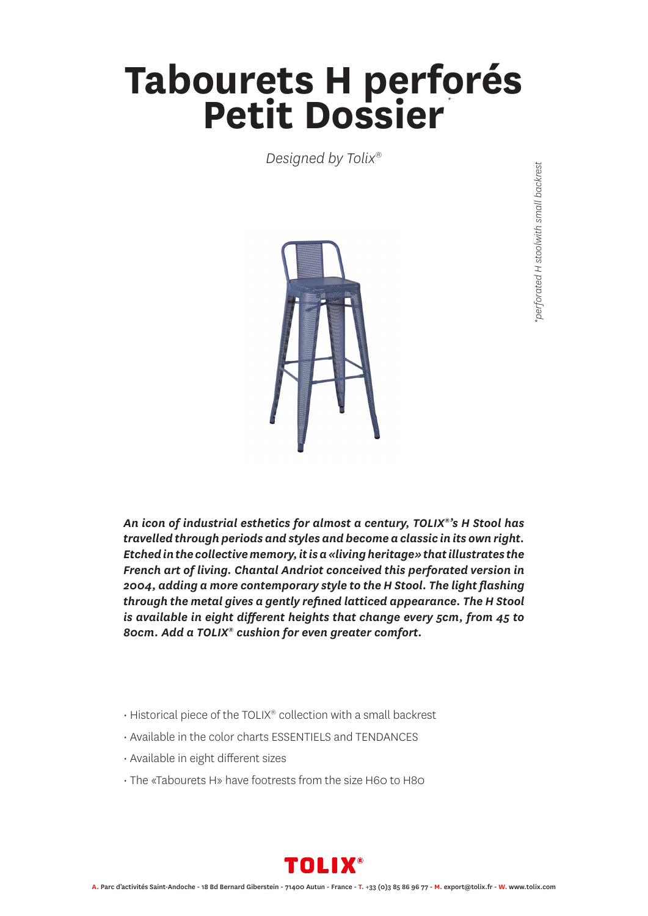# Tabourets H perforés Petit Dossier*

*Designed by Tolix®*

*\*perforated H stoolwith small backrest*

***An icon of industrial esthetics for almost a century, TOLIX®'s H Stool has travelled through periods and styles and become a classic in its own right. Etched in the collective memory, it is a «living heritage» that illustrates the French art of living. Chantal Andriot conceived this perforated version in 2004, adding a more contemporary style to the H Stool. The light flashing through the metal gives a gently refined latticed appearance. The H Stool is available in eight different heights that change every 5cm, from 45 to 80cm. Add a TOLIX® cushion for even greater comfort.***

- Historical piece of the TOLIX® collection with a small backrest
- Available in the color charts ESSENTIELS and TENDANCES
- Available in eight different sizes
- The «Tabourets H» have footrests from the size H60 to H80

**TOLIX®**

**A.** Parc d'activités Saint-Andoche - 18 Bd Bernard Giberstein - 71400 Autun - France - **T.** +33 (0)3 85 86 96 77 - **M.** export@tolix.fr - **W.** www.tolix.com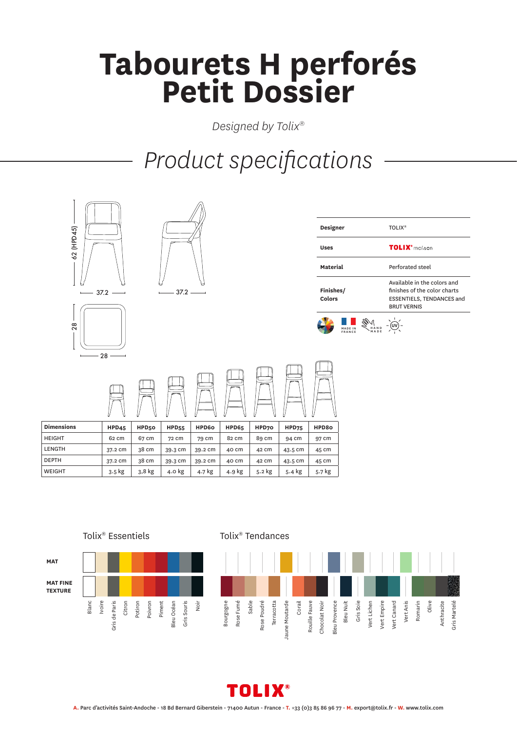# Tabourets H perforés Petit Dossier

*Designed by Tolix®*

## *Product specifications*

62 (HPD45)

37.2

37.2

28

28

| | |
|---|---|
| **Designer** | TOLIX® |
| **Uses** | TOLIX® maison |
| **Material** | Perforated steel |
| **Finishes/ Colors** | Available in the colors and finishes of the color charts ESSENTIELS, TENDANCES and BRUT VERNIS |

MADE IN FRANCE

HAND MADE

UV

| Dimensions | HPD45 | HPD50 | HPD55 | HPD60 | HPD65 | HPD70 | HPD75 | HPD80 |
|---|---|---|---|---|---|---|---|---|
| HEIGHT | 62 cm | 67 cm | 72 cm | 79 cm | 82 cm | 89 cm | 94 cm | 97 cm |
| LENGTH | 37.2 cm | 38 cm | 39.3 cm | 39.2 cm | 40 cm | 42 cm | 43.5 cm | 45 cm |
| DEPTH | 37.2 cm | 38 cm | 39.3 cm | 39.2 cm | 40 cm | 42 cm | 43.5 cm | 45 cm |
| WEIGHT | 3.5 kg | 3,8 kg | 4.0 kg | 4.7 kg | 4.9 kg | 5.2 kg | 5.4 kg | 5.7 kg |

Tolix® Essentiels

Tolix® Tendances

**MAT**

**MAT FINE TEXTURE**

Blanc, Ivoire, Gris de Paris, Citron, Potiron, Poivron, Piment, Bleu Océan, Gris Souris, Noir

Bourgogne, Rose Fumé, Sable, Rose Poudré, Terracotta, Jaune Moutarde, Corail, Rouille Fauve, Chocolat Noir, Bleu Provence, Bleu Nuit, Gris Soie, Vert Lichen, Vert Empire, Vert Canard, Vert Anis, Romarin, Olive, Anthracite, Gris Martelé

TOLIX®

**A.** Parc d'activités Saint-Andoche - 18 Bd Bernard Giberstein - 71400 Autun - France - **T.** +33 (0)3 85 86 96 77 - **M.** export@tolix.fr - **W.** www.tolix.com